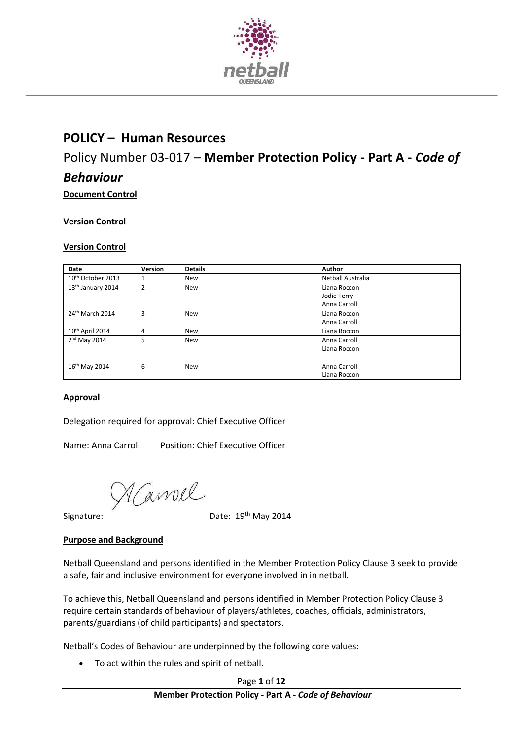# POLICY – Human Resources

## Policy Number 03-017 – **Member Protection Policy - Part A -** ***Code of Behaviour***

**Document Control**

**Version Control**

**Version Control**

| Date | Version | Details | Author |
|---|---|---|---|
| 10th October 2013 | 1 | New | Netball Australia |
| 13th January 2014 | 2 | New | Liana Roccon<br>Jodie Terry<br>Anna Carroll |
| 24th March 2014 | 3 | New | Liana Roccon<br>Anna Carroll |
| 10th April 2014 | 4 | New | Liana Roccon |
| 2nd May 2014 | 5 | New | Anna Carroll<br>Liana Roccon |
| 16th May 2014 | 6 | New | Anna Carroll<br>Liana Roccon |

**Approval**

Delegation required for approval: Chief Executive Officer

Name: Anna Carroll Position: Chief Executive Officer

Signature: A Carroll Date: 19th May 2014

**Purpose and Background**

Netball Queensland and persons identified in the Member Protection Policy Clause 3 seek to provide a safe, fair and inclusive environment for everyone involved in in netball.

To achieve this, Netball Queensland and persons identified in Member Protection Policy Clause 3 require certain standards of behaviour of players/athletes, coaches, officials, administrators, parents/guardians (of child participants) and spectators.

Netball's Codes of Behaviour are underpinned by the following core values:

- To act within the rules and spirit of netball.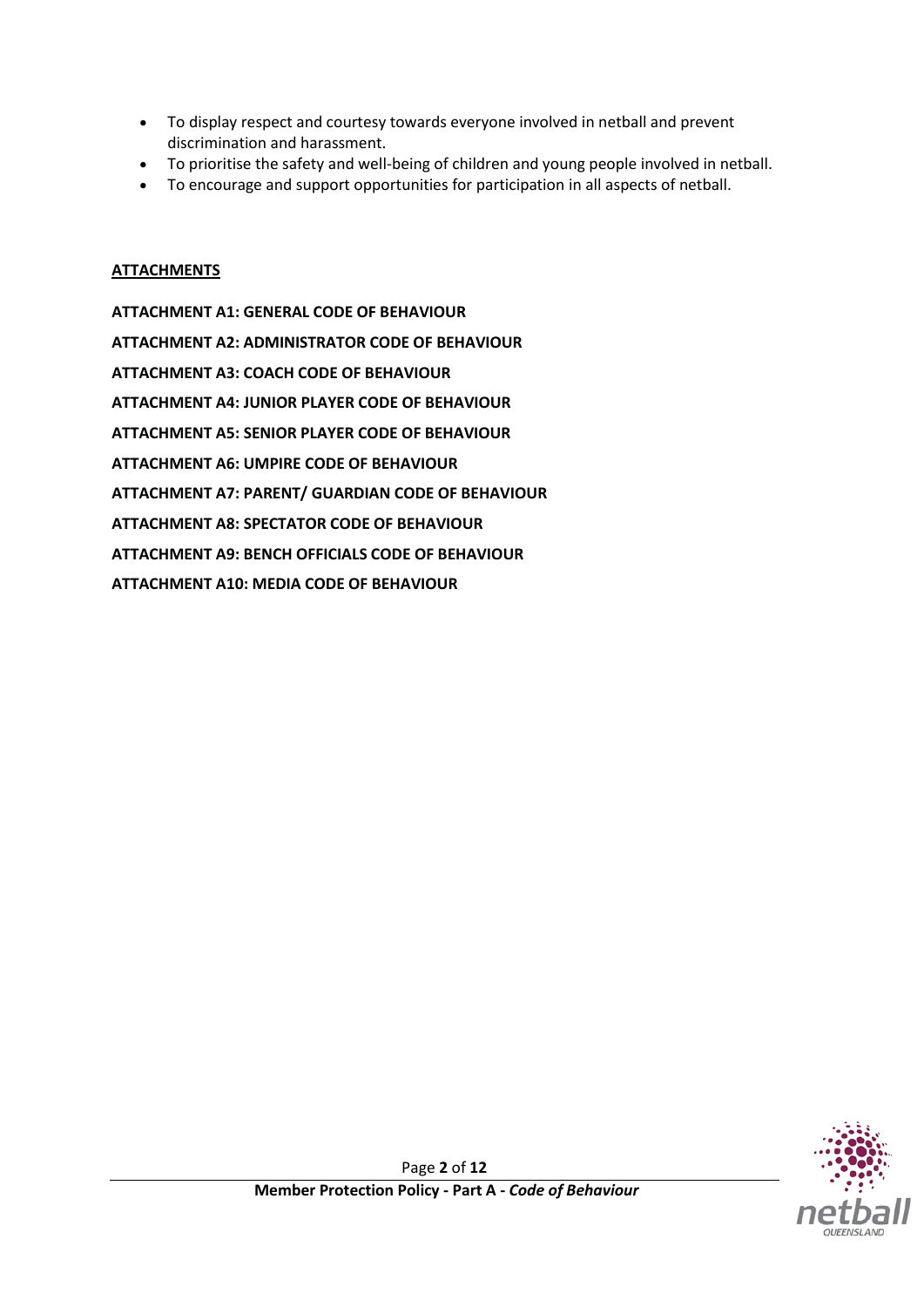- To display respect and courtesy towards everyone involved in netball and prevent discrimination and harassment.
- To prioritise the safety and well-being of children and young people involved in netball.
- To encourage and support opportunities for participation in all aspects of netball.

## ATTACHMENTS

**ATTACHMENT A1: GENERAL CODE OF BEHAVIOUR**

**ATTACHMENT A2: ADMINISTRATOR CODE OF BEHAVIOUR**

**ATTACHMENT A3: COACH CODE OF BEHAVIOUR**

**ATTACHMENT A4: JUNIOR PLAYER CODE OF BEHAVIOUR**

**ATTACHMENT A5: SENIOR PLAYER CODE OF BEHAVIOUR**

**ATTACHMENT A6: UMPIRE CODE OF BEHAVIOUR**

**ATTACHMENT A7: PARENT/ GUARDIAN CODE OF BEHAVIOUR**

**ATTACHMENT A8: SPECTATOR CODE OF BEHAVIOUR**

**ATTACHMENT A9: BENCH OFFICIALS CODE OF BEHAVIOUR**

**ATTACHMENT A10: MEDIA CODE OF BEHAVIOUR**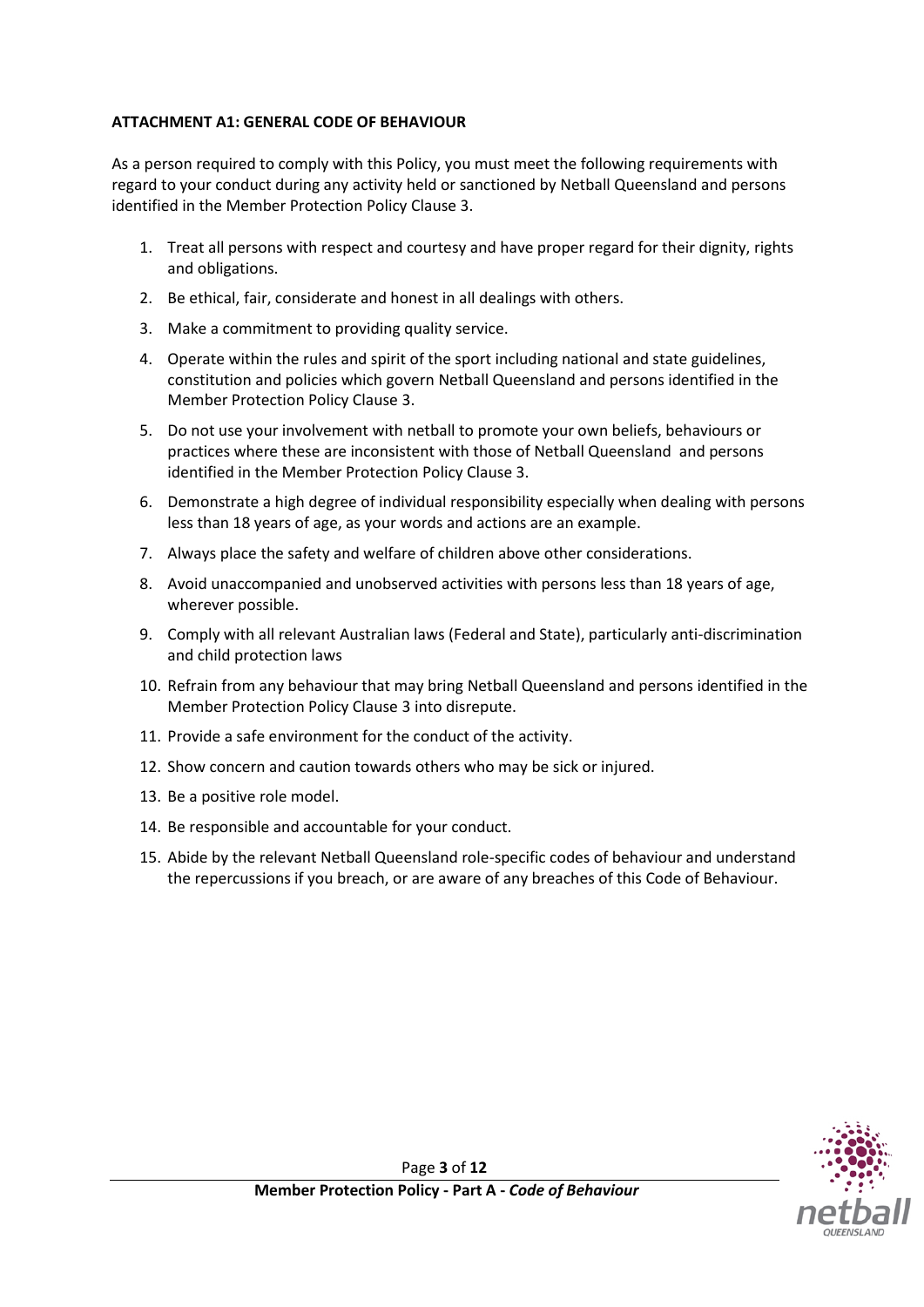**ATTACHMENT A1: GENERAL CODE OF BEHAVIOUR**

As a person required to comply with this Policy, you must meet the following requirements with regard to your conduct during any activity held or sanctioned by Netball Queensland and persons identified in the Member Protection Policy Clause 3.

1. Treat all persons with respect and courtesy and have proper regard for their dignity, rights and obligations.
2. Be ethical, fair, considerate and honest in all dealings with others.
3. Make a commitment to providing quality service.
4. Operate within the rules and spirit of the sport including national and state guidelines, constitution and policies which govern Netball Queensland and persons identified in the Member Protection Policy Clause 3.
5. Do not use your involvement with netball to promote your own beliefs, behaviours or practices where these are inconsistent with those of Netball Queensland and persons identified in the Member Protection Policy Clause 3.
6. Demonstrate a high degree of individual responsibility especially when dealing with persons less than 18 years of age, as your words and actions are an example.
7. Always place the safety and welfare of children above other considerations.
8. Avoid unaccompanied and unobserved activities with persons less than 18 years of age, wherever possible.
9. Comply with all relevant Australian laws (Federal and State), particularly anti-discrimination and child protection laws
10. Refrain from any behaviour that may bring Netball Queensland and persons identified in the Member Protection Policy Clause 3 into disrepute.
11. Provide a safe environment for the conduct of the activity.
12. Show concern and caution towards others who may be sick or injured.
13. Be a positive role model.
14. Be responsible and accountable for your conduct.
15. Abide by the relevant Netball Queensland role-specific codes of behaviour and understand the repercussions if you breach, or are aware of any breaches of this Code of Behaviour.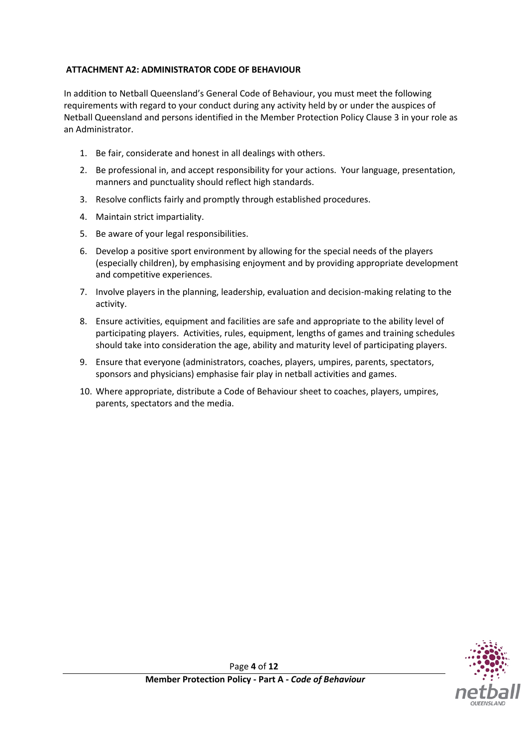**ATTACHMENT A2: ADMINISTRATOR CODE OF BEHAVIOUR**

In addition to Netball Queensland's General Code of Behaviour, you must meet the following requirements with regard to your conduct during any activity held by or under the auspices of Netball Queensland and persons identified in the Member Protection Policy Clause 3 in your role as an Administrator.

1. Be fair, considerate and honest in all dealings with others.
2. Be professional in, and accept responsibility for your actions. Your language, presentation, manners and punctuality should reflect high standards.
3. Resolve conflicts fairly and promptly through established procedures.
4. Maintain strict impartiality.
5. Be aware of your legal responsibilities.
6. Develop a positive sport environment by allowing for the special needs of the players (especially children), by emphasising enjoyment and by providing appropriate development and competitive experiences.
7. Involve players in the planning, leadership, evaluation and decision-making relating to the activity.
8. Ensure activities, equipment and facilities are safe and appropriate to the ability level of participating players. Activities, rules, equipment, lengths of games and training schedules should take into consideration the age, ability and maturity level of participating players.
9. Ensure that everyone (administrators, coaches, players, umpires, parents, spectators, sponsors and physicians) emphasise fair play in netball activities and games.
10. Where appropriate, distribute a Code of Behaviour sheet to coaches, players, umpires, parents, spectators and the media.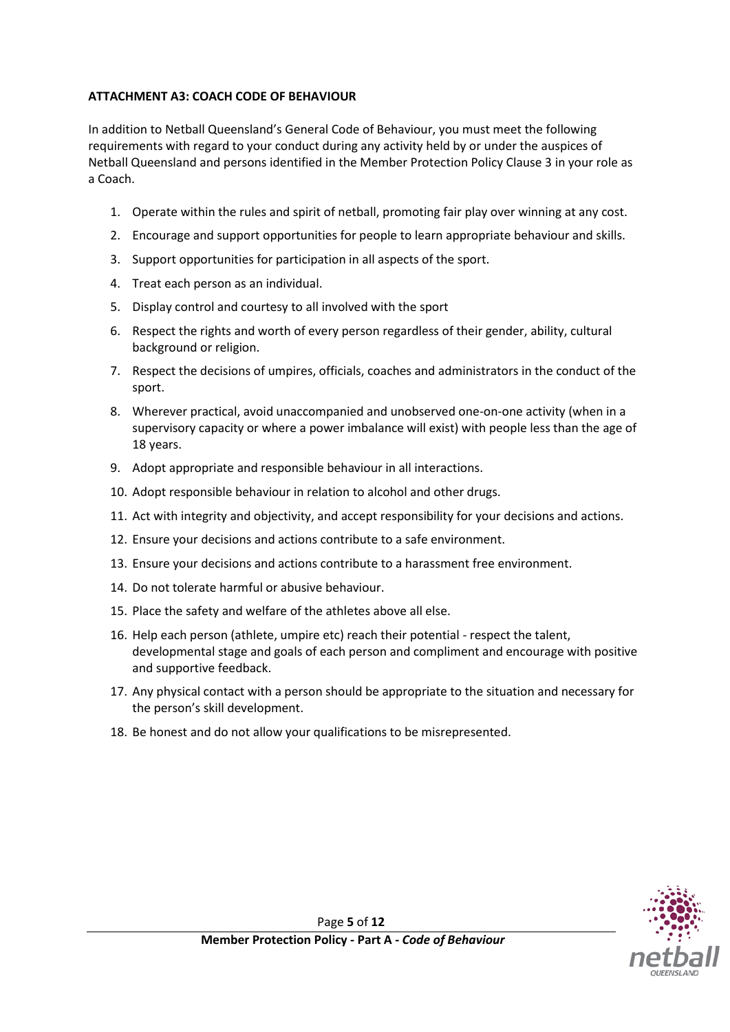**ATTACHMENT A3: COACH CODE OF BEHAVIOUR**

In addition to Netball Queensland's General Code of Behaviour, you must meet the following requirements with regard to your conduct during any activity held by or under the auspices of Netball Queensland and persons identified in the Member Protection Policy Clause 3 in your role as a Coach.

1. Operate within the rules and spirit of netball, promoting fair play over winning at any cost.
2. Encourage and support opportunities for people to learn appropriate behaviour and skills.
3. Support opportunities for participation in all aspects of the sport.
4. Treat each person as an individual.
5. Display control and courtesy to all involved with the sport
6. Respect the rights and worth of every person regardless of their gender, ability, cultural background or religion.
7. Respect the decisions of umpires, officials, coaches and administrators in the conduct of the sport.
8. Wherever practical, avoid unaccompanied and unobserved one-on-one activity (when in a supervisory capacity or where a power imbalance will exist) with people less than the age of 18 years.
9. Adopt appropriate and responsible behaviour in all interactions.
10. Adopt responsible behaviour in relation to alcohol and other drugs.
11. Act with integrity and objectivity, and accept responsibility for your decisions and actions.
12. Ensure your decisions and actions contribute to a safe environment.
13. Ensure your decisions and actions contribute to a harassment free environment.
14. Do not tolerate harmful or abusive behaviour.
15. Place the safety and welfare of the athletes above all else.
16. Help each person (athlete, umpire etc) reach their potential - respect the talent, developmental stage and goals of each person and compliment and encourage with positive and supportive feedback.
17. Any physical contact with a person should be appropriate to the situation and necessary for the person's skill development.
18. Be honest and do not allow your qualifications to be misrepresented.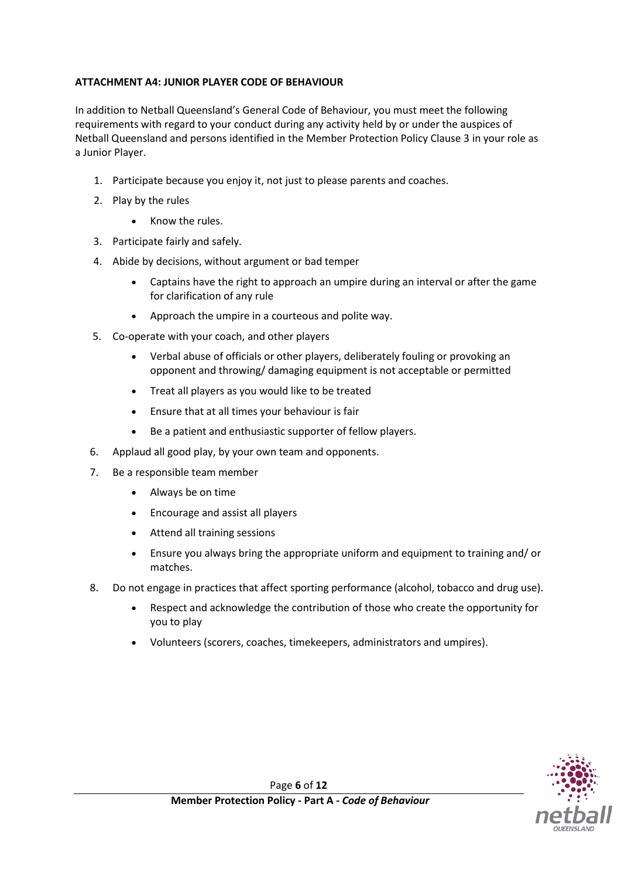**ATTACHMENT A4: JUNIOR PLAYER CODE OF BEHAVIOUR**

In addition to Netball Queensland's General Code of Behaviour, you must meet the following requirements with regard to your conduct during any activity held by or under the auspices of Netball Queensland and persons identified in the Member Protection Policy Clause 3 in your role as a Junior Player.

1. Participate because you enjoy it, not just to please parents and coaches.
2. Play by the rules
   - Know the rules.
3. Participate fairly and safely.
4. Abide by decisions, without argument or bad temper
   - Captains have the right to approach an umpire during an interval or after the game for clarification of any rule
   - Approach the umpire in a courteous and polite way.
5. Co-operate with your coach, and other players
   - Verbal abuse of officials or other players, deliberately fouling or provoking an opponent and throwing/ damaging equipment is not acceptable or permitted
   - Treat all players as you would like to be treated
   - Ensure that at all times your behaviour is fair
   - Be a patient and enthusiastic supporter of fellow players.
6. Applaud all good play, by your own team and opponents.
7. Be a responsible team member
   - Always be on time
   - Encourage and assist all players
   - Attend all training sessions
   - Ensure you always bring the appropriate uniform and equipment to training and/ or matches.
8. Do not engage in practices that affect sporting performance (alcohol, tobacco and drug use).
   - Respect and acknowledge the contribution of those who create the opportunity for you to play
   - Volunteers (scorers, coaches, timekeepers, administrators and umpires).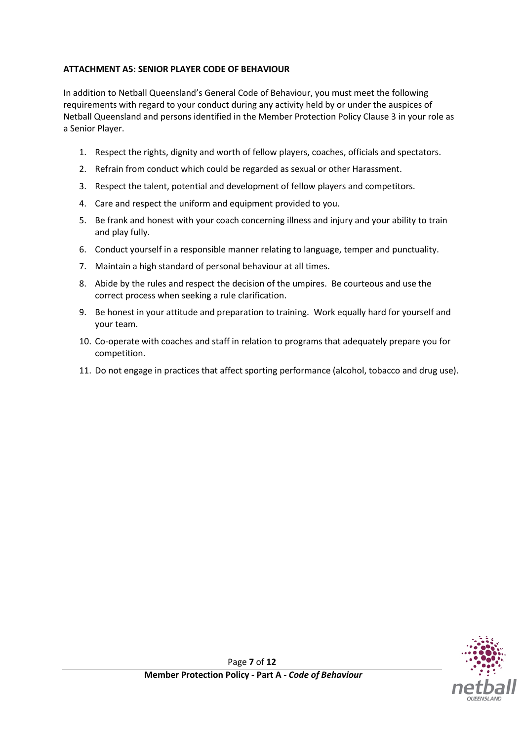**ATTACHMENT A5: SENIOR PLAYER CODE OF BEHAVIOUR**

In addition to Netball Queensland's General Code of Behaviour, you must meet the following requirements with regard to your conduct during any activity held by or under the auspices of Netball Queensland and persons identified in the Member Protection Policy Clause 3 in your role as a Senior Player.

1. Respect the rights, dignity and worth of fellow players, coaches, officials and spectators.
2. Refrain from conduct which could be regarded as sexual or other Harassment.
3. Respect the talent, potential and development of fellow players and competitors.
4. Care and respect the uniform and equipment provided to you.
5. Be frank and honest with your coach concerning illness and injury and your ability to train and play fully.
6. Conduct yourself in a responsible manner relating to language, temper and punctuality.
7. Maintain a high standard of personal behaviour at all times.
8. Abide by the rules and respect the decision of the umpires. Be courteous and use the correct process when seeking a rule clarification.
9. Be honest in your attitude and preparation to training. Work equally hard for yourself and your team.
10. Co-operate with coaches and staff in relation to programs that adequately prepare you for competition.
11. Do not engage in practices that affect sporting performance (alcohol, tobacco and drug use).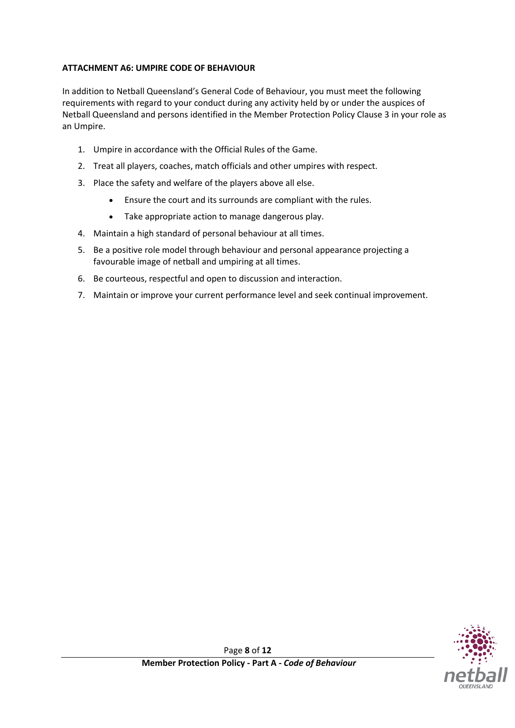**ATTACHMENT A6: UMPIRE CODE OF BEHAVIOUR**

In addition to Netball Queensland's General Code of Behaviour, you must meet the following requirements with regard to your conduct during any activity held by or under the auspices of Netball Queensland and persons identified in the Member Protection Policy Clause 3 in your role as an Umpire.

1. Umpire in accordance with the Official Rules of the Game.
2. Treat all players, coaches, match officials and other umpires with respect.
3. Place the safety and welfare of the players above all else.
    - Ensure the court and its surrounds are compliant with the rules.
    - Take appropriate action to manage dangerous play.
4. Maintain a high standard of personal behaviour at all times.
5. Be a positive role model through behaviour and personal appearance projecting a favourable image of netball and umpiring at all times.
6. Be courteous, respectful and open to discussion and interaction.
7. Maintain or improve your current performance level and seek continual improvement.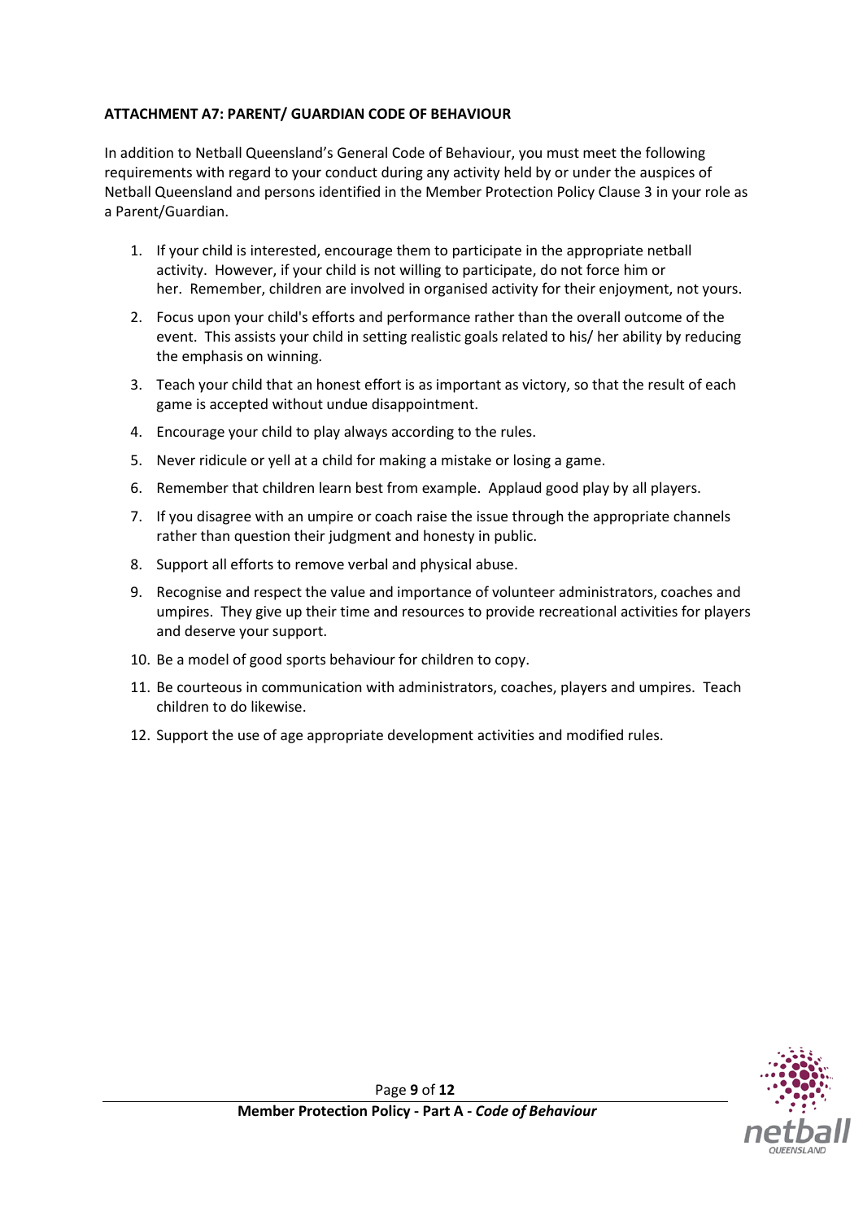**ATTACHMENT A7: PARENT/ GUARDIAN CODE OF BEHAVIOUR**

In addition to Netball Queensland's General Code of Behaviour, you must meet the following requirements with regard to your conduct during any activity held by or under the auspices of Netball Queensland and persons identified in the Member Protection Policy Clause 3 in your role as a Parent/Guardian.

1. If your child is interested, encourage them to participate in the appropriate netball activity. However, if your child is not willing to participate, do not force him or her. Remember, children are involved in organised activity for their enjoyment, not yours.
2. Focus upon your child's efforts and performance rather than the overall outcome of the event. This assists your child in setting realistic goals related to his/ her ability by reducing the emphasis on winning.
3. Teach your child that an honest effort is as important as victory, so that the result of each game is accepted without undue disappointment.
4. Encourage your child to play always according to the rules.
5. Never ridicule or yell at a child for making a mistake or losing a game.
6. Remember that children learn best from example. Applaud good play by all players.
7. If you disagree with an umpire or coach raise the issue through the appropriate channels rather than question their judgment and honesty in public.
8. Support all efforts to remove verbal and physical abuse.
9. Recognise and respect the value and importance of volunteer administrators, coaches and umpires. They give up their time and resources to provide recreational activities for players and deserve your support.
10. Be a model of good sports behaviour for children to copy.
11. Be courteous in communication with administrators, coaches, players and umpires. Teach children to do likewise.
12. Support the use of age appropriate development activities and modified rules.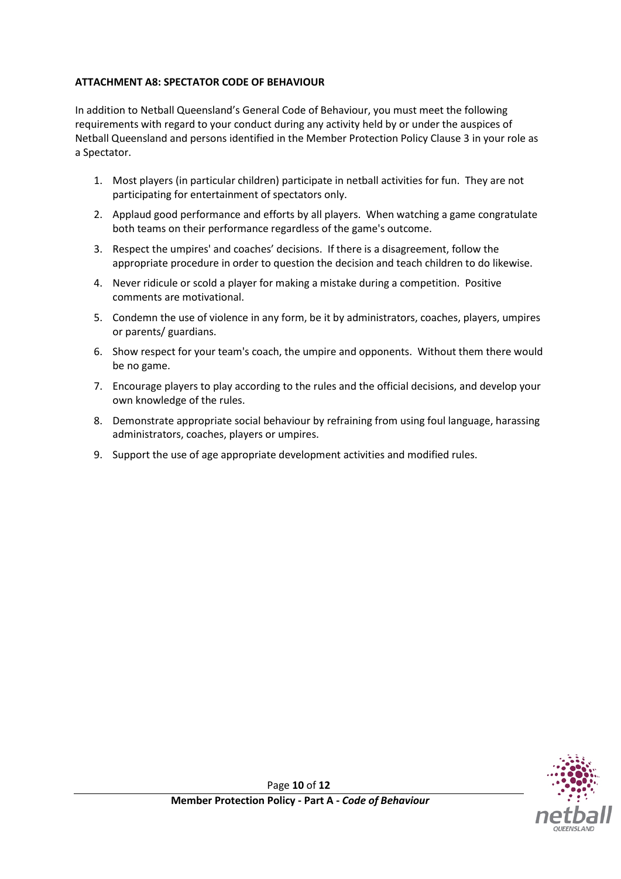**ATTACHMENT A8: SPECTATOR CODE OF BEHAVIOUR**

In addition to Netball Queensland's General Code of Behaviour, you must meet the following requirements with regard to your conduct during any activity held by or under the auspices of Netball Queensland and persons identified in the Member Protection Policy Clause 3 in your role as a Spectator.

1. Most players (in particular children) participate in netball activities for fun. They are not participating for entertainment of spectators only.
2. Applaud good performance and efforts by all players. When watching a game congratulate both teams on their performance regardless of the game's outcome.
3. Respect the umpires' and coaches' decisions. If there is a disagreement, follow the appropriate procedure in order to question the decision and teach children to do likewise.
4. Never ridicule or scold a player for making a mistake during a competition. Positive comments are motivational.
5. Condemn the use of violence in any form, be it by administrators, coaches, players, umpires or parents/ guardians.
6. Show respect for your team's coach, the umpire and opponents. Without them there would be no game.
7. Encourage players to play according to the rules and the official decisions, and develop your own knowledge of the rules.
8. Demonstrate appropriate social behaviour by refraining from using foul language, harassing administrators, coaches, players or umpires.
9. Support the use of age appropriate development activities and modified rules.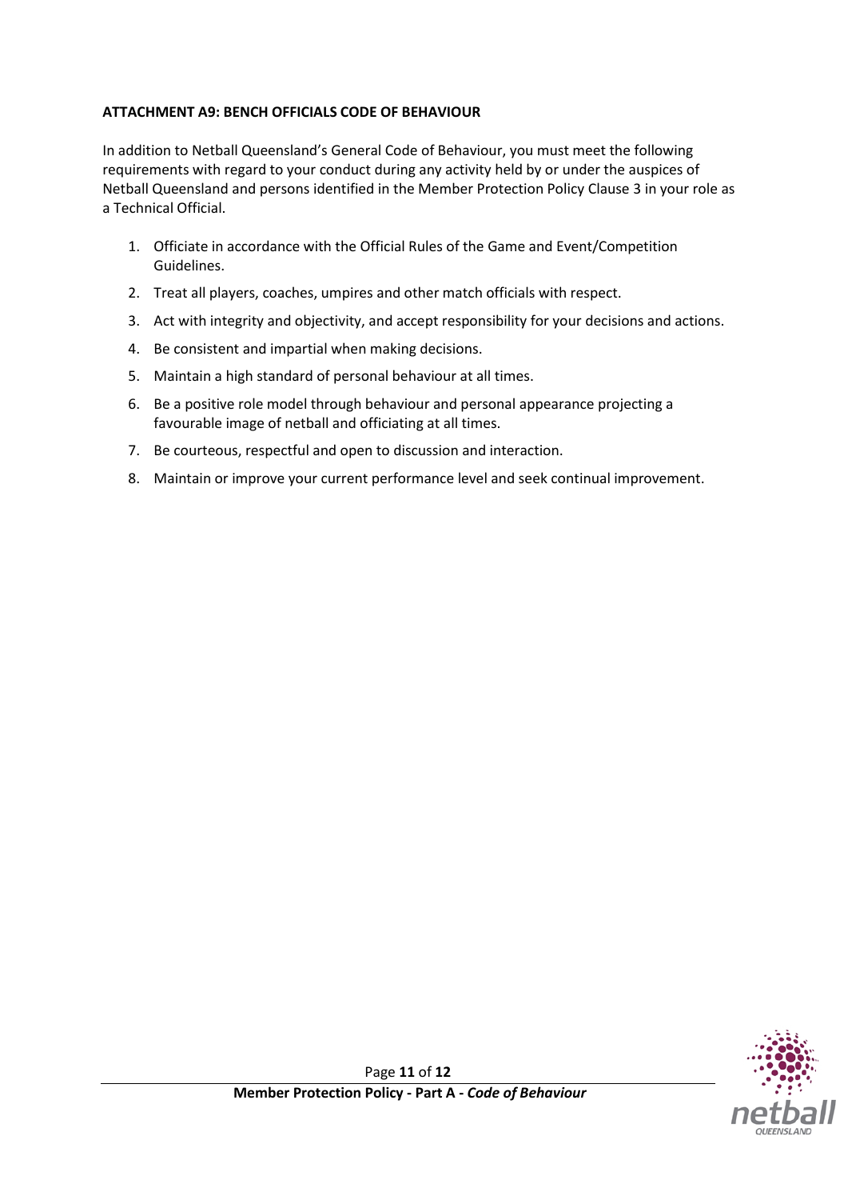**ATTACHMENT A9: BENCH OFFICIALS CODE OF BEHAVIOUR**

In addition to Netball Queensland's General Code of Behaviour, you must meet the following requirements with regard to your conduct during any activity held by or under the auspices of Netball Queensland and persons identified in the Member Protection Policy Clause 3 in your role as a Technical Official.

1. Officiate in accordance with the Official Rules of the Game and Event/Competition Guidelines.
2. Treat all players, coaches, umpires and other match officials with respect.
3. Act with integrity and objectivity, and accept responsibility for your decisions and actions.
4. Be consistent and impartial when making decisions.
5. Maintain a high standard of personal behaviour at all times.
6. Be a positive role model through behaviour and personal appearance projecting a favourable image of netball and officiating at all times.
7. Be courteous, respectful and open to discussion and interaction.
8. Maintain or improve your current performance level and seek continual improvement.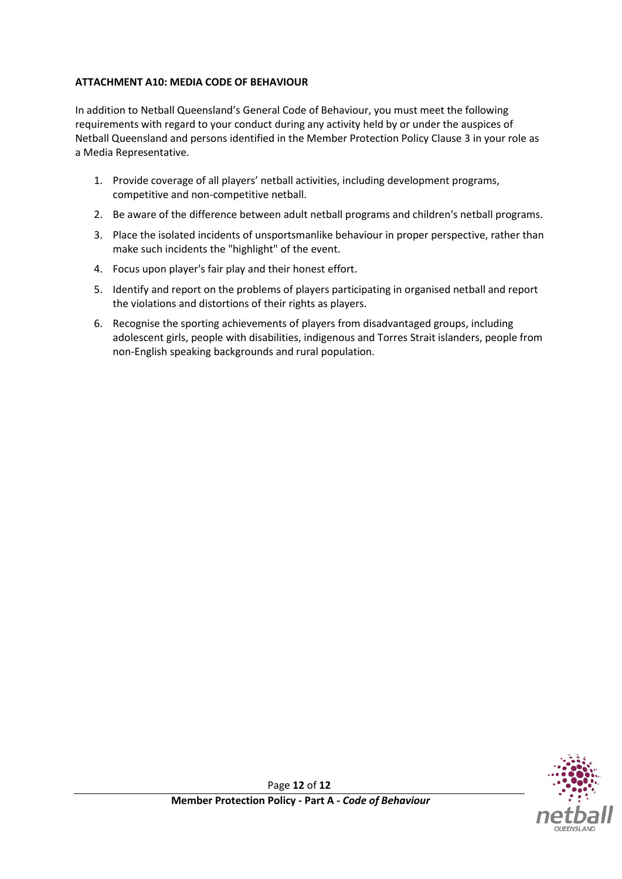**ATTACHMENT A10: MEDIA CODE OF BEHAVIOUR**

In addition to Netball Queensland's General Code of Behaviour, you must meet the following requirements with regard to your conduct during any activity held by or under the auspices of Netball Queensland and persons identified in the Member Protection Policy Clause 3 in your role as a Media Representative.

1. Provide coverage of all players' netball activities, including development programs, competitive and non-competitive netball.
2. Be aware of the difference between adult netball programs and children's netball programs.
3. Place the isolated incidents of unsportsmanlike behaviour in proper perspective, rather than make such incidents the "highlight" of the event.
4. Focus upon player's fair play and their honest effort.
5. Identify and report on the problems of players participating in organised netball and report the violations and distortions of their rights as players.
6. Recognise the sporting achievements of players from disadvantaged groups, including adolescent girls, people with disabilities, indigenous and Torres Strait islanders, people from non-English speaking backgrounds and rural population.